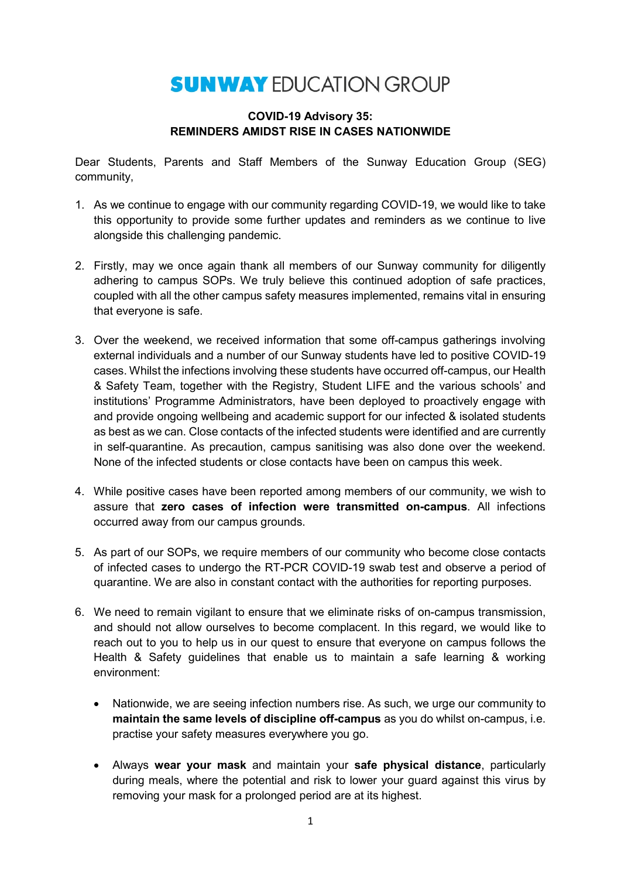# SUNWAY EDUCATION GROUP

**COVID-19 Advisory 35:**
**REMINDERS AMIDST RISE IN CASES NATIONWIDE**

Dear Students, Parents and Staff Members of the Sunway Education Group (SEG) community,

1. As we continue to engage with our community regarding COVID-19, we would like to take this opportunity to provide some further updates and reminders as we continue to live alongside this challenging pandemic.

2. Firstly, may we once again thank all members of our Sunway community for diligently adhering to campus SOPs. We truly believe this continued adoption of safe practices, coupled with all the other campus safety measures implemented, remains vital in ensuring that everyone is safe.

3. Over the weekend, we received information that some off-campus gatherings involving external individuals and a number of our Sunway students have led to positive COVID-19 cases. Whilst the infections involving these students have occurred off-campus, our Health & Safety Team, together with the Registry, Student LIFE and the various schools' and institutions' Programme Administrators, have been deployed to proactively engage with and provide ongoing wellbeing and academic support for our infected & isolated students as best as we can. Close contacts of the infected students were identified and are currently in self-quarantine. As precaution, campus sanitising was also done over the weekend. None of the infected students or close contacts have been on campus this week.

4. While positive cases have been reported among members of our community, we wish to assure that **zero cases of infection were transmitted on-campus**. All infections occurred away from our campus grounds.

5. As part of our SOPs, we require members of our community who become close contacts of infected cases to undergo the RT-PCR COVID-19 swab test and observe a period of quarantine. We are also in constant contact with the authorities for reporting purposes.

6. We need to remain vigilant to ensure that we eliminate risks of on-campus transmission, and should not allow ourselves to become complacent. In this regard, we would like to reach out to you to help us in our quest to ensure that everyone on campus follows the Health & Safety guidelines that enable us to maintain a safe learning & working environment:

   - Nationwide, we are seeing infection numbers rise. As such, we urge our community to **maintain the same levels of discipline off-campus** as you do whilst on-campus, i.e. practise your safety measures everywhere you go.

   - Always **wear your mask** and maintain your **safe physical distance**, particularly during meals, where the potential and risk to lower your guard against this virus by removing your mask for a prolonged period are at its highest.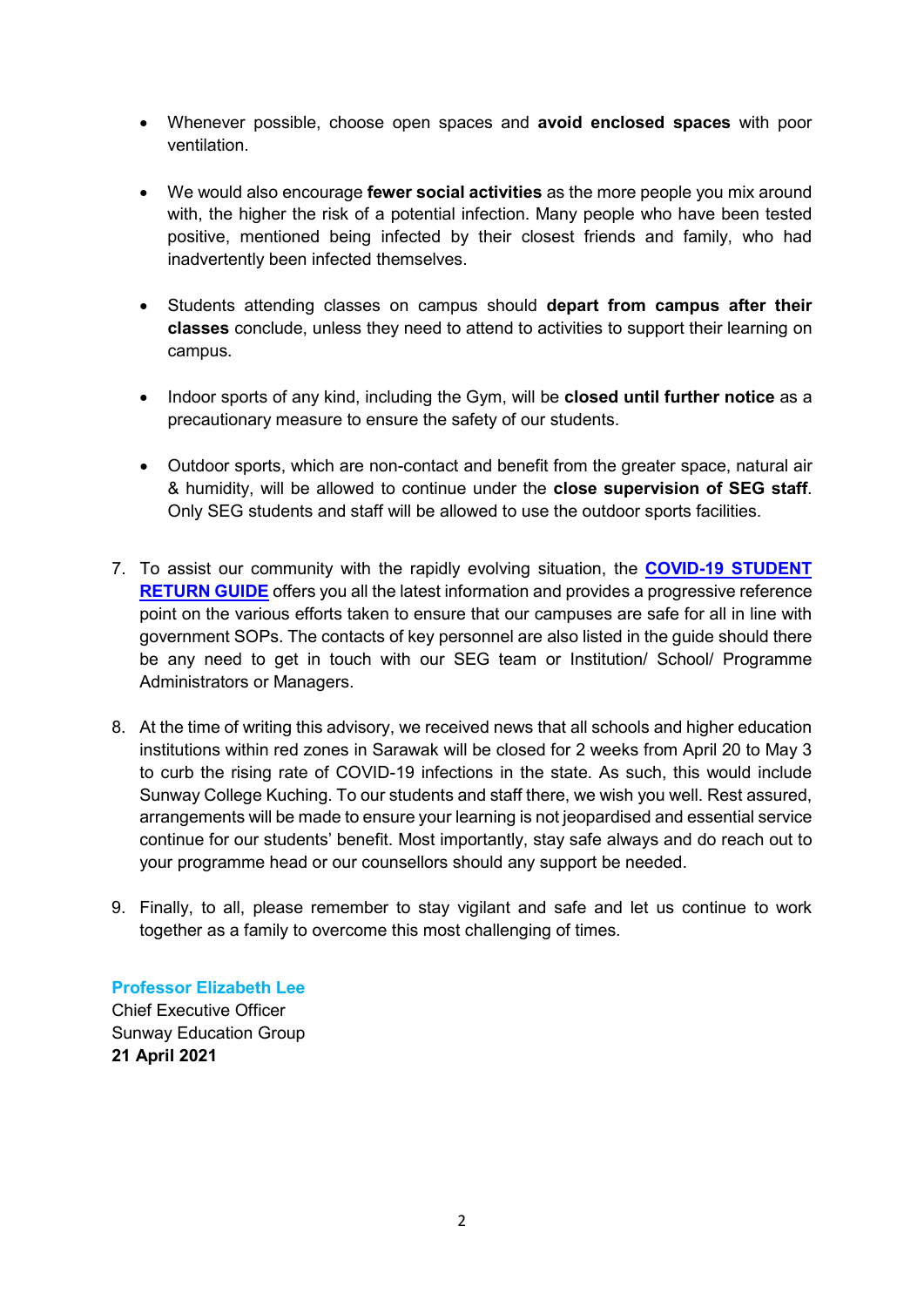- Whenever possible, choose open spaces and **avoid enclosed spaces** with poor ventilation.

- We would also encourage **fewer social activities** as the more people you mix around with, the higher the risk of a potential infection. Many people who have been tested positive, mentioned being infected by their closest friends and family, who had inadvertently been infected themselves.

- Students attending classes on campus should **depart from campus after their classes** conclude, unless they need to attend to activities to support their learning on campus.

- Indoor sports of any kind, including the Gym, will be **closed until further notice** as a precautionary measure to ensure the safety of our students.

- Outdoor sports, which are non-contact and benefit from the greater space, natural air & humidity, will be allowed to continue under the **close supervision of SEG staff**. Only SEG students and staff will be allowed to use the outdoor sports facilities.

7. To assist our community with the rapidly evolving situation, the **COVID-19 STUDENT RETURN GUIDE** offers you all the latest information and provides a progressive reference point on the various efforts taken to ensure that our campuses are safe for all in line with government SOPs. The contacts of key personnel are also listed in the guide should there be any need to get in touch with our SEG team or Institution/ School/ Programme Administrators or Managers.

8. At the time of writing this advisory, we received news that all schools and higher education institutions within red zones in Sarawak will be closed for 2 weeks from April 20 to May 3 to curb the rising rate of COVID-19 infections in the state. As such, this would include Sunway College Kuching. To our students and staff there, we wish you well. Rest assured, arrangements will be made to ensure your learning is not jeopardised and essential service continue for our students' benefit. Most importantly, stay safe always and do reach out to your programme head or our counsellors should any support be needed.

9. Finally, to all, please remember to stay vigilant and safe and let us continue to work together as a family to overcome this most challenging of times.

**Professor Elizabeth Lee**
Chief Executive Officer
Sunway Education Group
**21 April 2021**